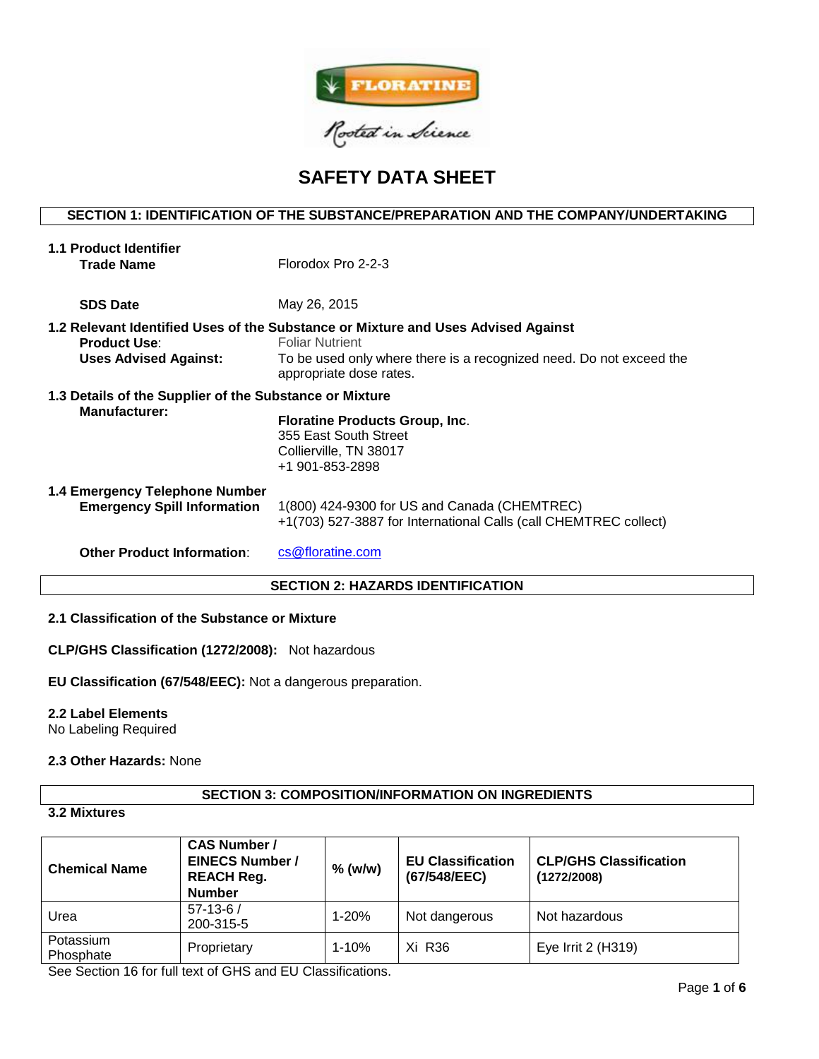FLORATINE

Rooted in Science

# SAFETY DATA SHEET

## SECTION 1: IDENTIFICATION OF THE SUBSTANCE/PREPARATION AND THE COMPANY/UNDERTAKING

**1.1 Product Identifier**

**Trade Name** Florodox Pro 2-2-3

**SDS Date** May 26, 2015

**1.2 Relevant Identified Uses of the Substance or Mixture and Uses Advised Against**

**Product Use**: Foliar Nutrient

**Uses Advised Against:** To be used only where there is a recognized need. Do not exceed the appropriate dose rates.

**1.3 Details of the Supplier of the Substance or Mixture**

**Manufacturer:**

**Floratine Products Group, Inc**.
355 East South Street
Collierville, TN 38017
+1 901-853-2898

**1.4 Emergency Telephone Number**

**Emergency Spill Information** 1(800) 424-9300 for US and Canada (CHEMTREC)
+1(703) 527-3887 for International Calls (call CHEMTREC collect)

**Other Product Information**: cs@floratine.com

## SECTION 2: HAZARDS IDENTIFICATION

**2.1 Classification of the Substance or Mixture**

**CLP/GHS Classification (1272/2008):** Not hazardous

**EU Classification (67/548/EEC):** Not a dangerous preparation.

**2.2 Label Elements**

No Labeling Required

**2.3 Other Hazards:** None

## SECTION 3: COMPOSITION/INFORMATION ON INGREDIENTS

**3.2 Mixtures**

| Chemical Name | CAS Number / EINECS Number / REACH Reg. Number | % (w/w) | EU Classification (67/548/EEC) | CLP/GHS Classification (1272/2008) |
|---|---|---|---|---|
| Urea | 57-13-6 / 200-315-5 | 1-20% | Not dangerous | Not hazardous |
| Potassium Phosphate | Proprietary | 1-10% | Xi R36 | Eye Irrit 2 (H319) |

See Section 16 for full text of GHS and EU Classifications.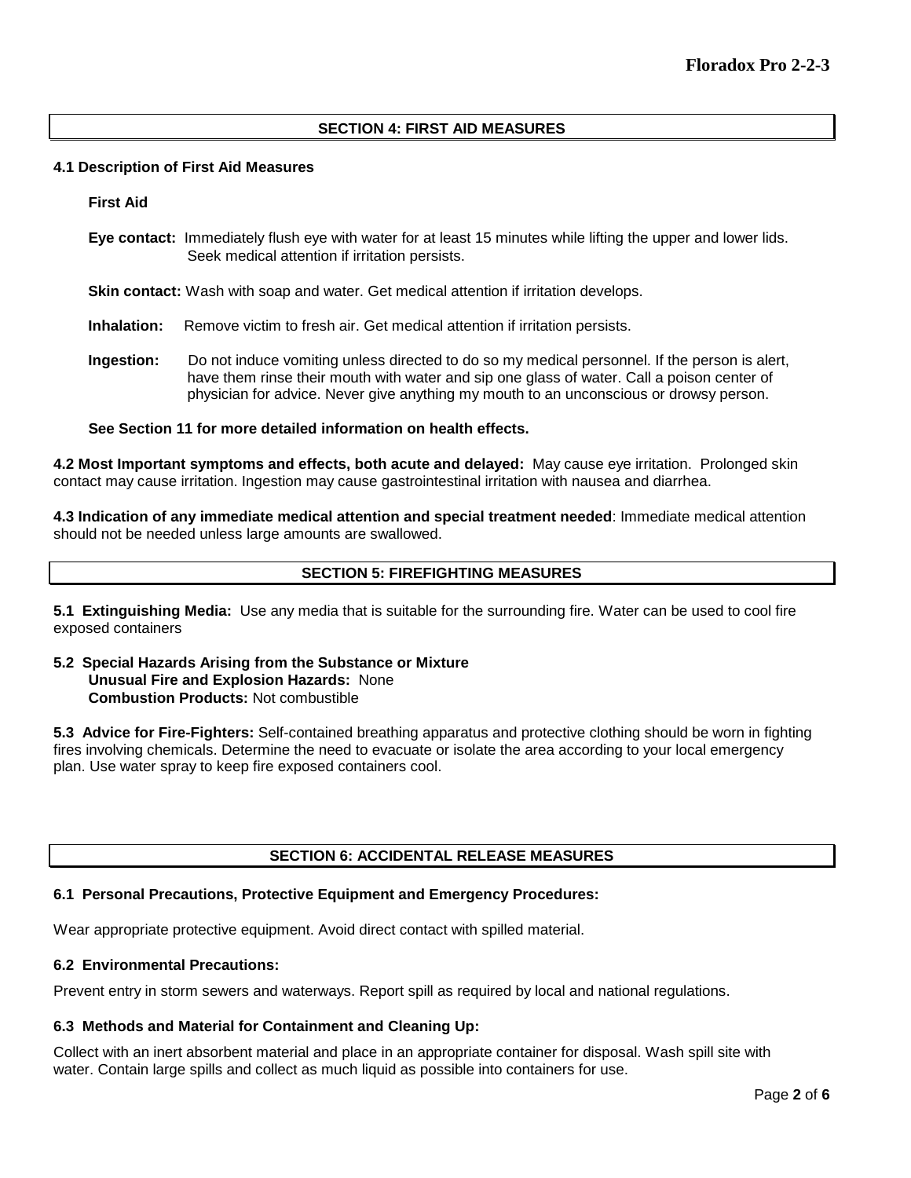## SECTION 4: FIRST AID MEASURES

### 4.1 Description of First Aid Measures

**First Aid**

**Eye contact:** Immediately flush eye with water for at least 15 minutes while lifting the upper and lower lids. Seek medical attention if irritation persists.

**Skin contact:** Wash with soap and water. Get medical attention if irritation develops.

**Inhalation:** Remove victim to fresh air. Get medical attention if irritation persists.

**Ingestion:** Do not induce vomiting unless directed to do so my medical personnel. If the person is alert, have them rinse their mouth with water and sip one glass of water. Call a poison center of physician for advice. Never give anything my mouth to an unconscious or drowsy person.

**See Section 11 for more detailed information on health effects.**

**4.2 Most Important symptoms and effects, both acute and delayed:** May cause eye irritation. Prolonged skin contact may cause irritation. Ingestion may cause gastrointestinal irritation with nausea and diarrhea.

**4.3 Indication of any immediate medical attention and special treatment needed**: Immediate medical attention should not be needed unless large amounts are swallowed.

## SECTION 5: FIREFIGHTING MEASURES

**5.1 Extinguishing Media:** Use any media that is suitable for the surrounding fire. Water can be used to cool fire exposed containers

**5.2 Special Hazards Arising from the Substance or Mixture**
**Unusual Fire and Explosion Hazards:** None
**Combustion Products:** Not combustible

**5.3 Advice for Fire-Fighters:** Self-contained breathing apparatus and protective clothing should be worn in fighting fires involving chemicals. Determine the need to evacuate or isolate the area according to your local emergency plan. Use water spray to keep fire exposed containers cool.

## SECTION 6: ACCIDENTAL RELEASE MEASURES

### 6.1 Personal Precautions, Protective Equipment and Emergency Procedures:

Wear appropriate protective equipment. Avoid direct contact with spilled material.

### 6.2 Environmental Precautions:

Prevent entry in storm sewers and waterways. Report spill as required by local and national regulations.

### 6.3 Methods and Material for Containment and Cleaning Up:

Collect with an inert absorbent material and place in an appropriate container for disposal. Wash spill site with water. Contain large spills and collect as much liquid as possible into containers for use.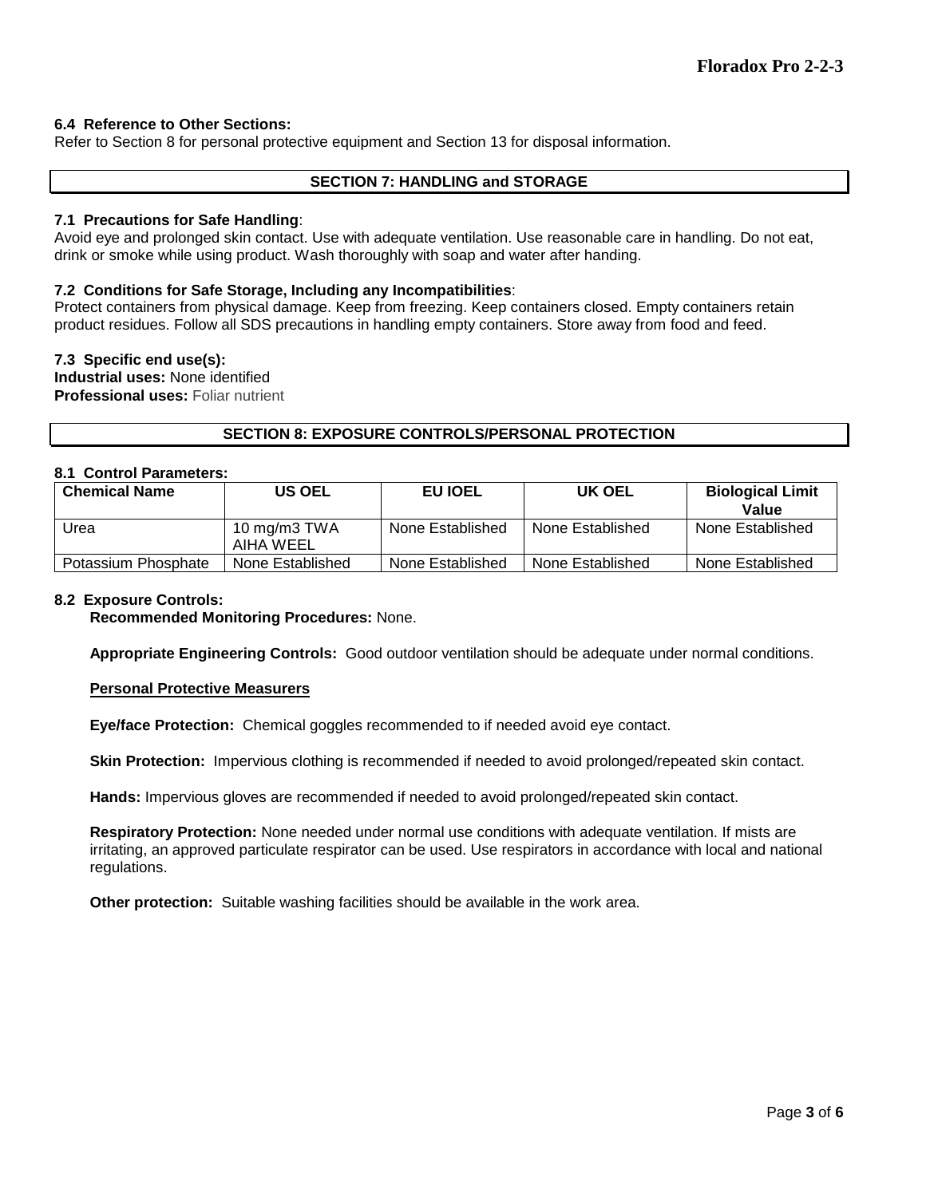### 6.4 Reference to Other Sections:

Refer to Section 8 for personal protective equipment and Section 13 for disposal information.

## SECTION 7: HANDLING and STORAGE

### 7.1 Precautions for Safe Handling:

Avoid eye and prolonged skin contact. Use with adequate ventilation. Use reasonable care in handling. Do not eat, drink or smoke while using product. Wash thoroughly with soap and water after handing.

### 7.2 Conditions for Safe Storage, Including any Incompatibilities:

Protect containers from physical damage. Keep from freezing. Keep containers closed. Empty containers retain product residues. Follow all SDS precautions in handling empty containers. Store away from food and feed.

### 7.3 Specific end use(s):

**Industrial uses:** None identified
**Professional uses:** Foliar nutrient

## SECTION 8: EXPOSURE CONTROLS/PERSONAL PROTECTION

### 8.1 Control Parameters:

| Chemical Name | US OEL | EU IOEL | UK OEL | Biological Limit Value |
|---|---|---|---|---|
| Urea | 10 mg/m3 TWA AIHA WEEL | None Established | None Established | None Established |
| Potassium Phosphate | None Established | None Established | None Established | None Established |

### 8.2 Exposure Controls:

**Recommended Monitoring Procedures:** None.

**Appropriate Engineering Controls:** Good outdoor ventilation should be adequate under normal conditions.

**Personal Protective Measurers**

**Eye/face Protection:** Chemical goggles recommended to if needed avoid eye contact.

**Skin Protection:** Impervious clothing is recommended if needed to avoid prolonged/repeated skin contact.

**Hands:** Impervious gloves are recommended if needed to avoid prolonged/repeated skin contact.

**Respiratory Protection:** None needed under normal use conditions with adequate ventilation. If mists are irritating, an approved particulate respirator can be used. Use respirators in accordance with local and national regulations.

**Other protection:** Suitable washing facilities should be available in the work area.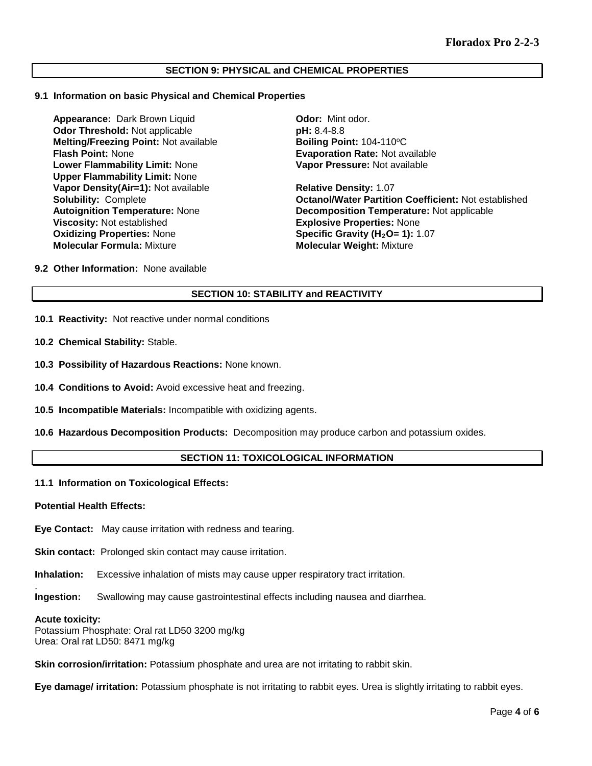## SECTION 9: PHYSICAL and CHEMICAL PROPERTIES

### 9.1 Information on basic Physical and Chemical Properties

**Appearance:** Dark Brown Liquid
**Odor:** Mint odor.
**Odor Threshold:** Not applicable
**pH:** 8.4-8.8
**Melting/Freezing Point:** Not available
**Boiling Point:** 104-110°C
**Flash Point:** None
**Evaporation Rate:** Not available
**Lower Flammability Limit:** None
**Vapor Pressure:** Not available
**Upper Flammability Limit:** None
**Vapor Density(Air=1):** Not available
**Relative Density:** 1.07
**Solubility:** Complete
**Octanol/Water Partition Coefficient:** Not established
**Autoignition Temperature:** None
**Decomposition Temperature:** Not applicable
**Viscosity:** Not established
**Explosive Properties:** None
**Oxidizing Properties:** None
**Specific Gravity ($H_2O$= 1):** 1.07
**Molecular Formula:** Mixture
**Molecular Weight:** Mixture

### 9.2 Other Information: None available

## SECTION 10: STABILITY and REACTIVITY

**10.1 Reactivity:** Not reactive under normal conditions

**10.2 Chemical Stability:** Stable.

**10.3 Possibility of Hazardous Reactions:** None known.

**10.4 Conditions to Avoid:** Avoid excessive heat and freezing.

**10.5 Incompatible Materials:** Incompatible with oxidizing agents.

**10.6 Hazardous Decomposition Products:** Decomposition may produce carbon and potassium oxides.

## SECTION 11: TOXICOLOGICAL INFORMATION

### 11.1 Information on Toxicological Effects:

**Potential Health Effects:**

**Eye Contact:** May cause irritation with redness and tearing.

**Skin contact:** Prolonged skin contact may cause irritation.

**Inhalation:** Excessive inhalation of mists may cause upper respiratory tract irritation.

**Ingestion:** Swallowing may cause gastrointestinal effects including nausea and diarrhea.

**Acute toxicity:**
Potassium Phosphate: Oral rat LD50 3200 mg/kg
Urea: Oral rat LD50: 8471 mg/kg

**Skin corrosion/irritation:** Potassium phosphate and urea are not irritating to rabbit skin.

**Eye damage/ irritation:** Potassium phosphate is not irritating to rabbit eyes. Urea is slightly irritating to rabbit eyes.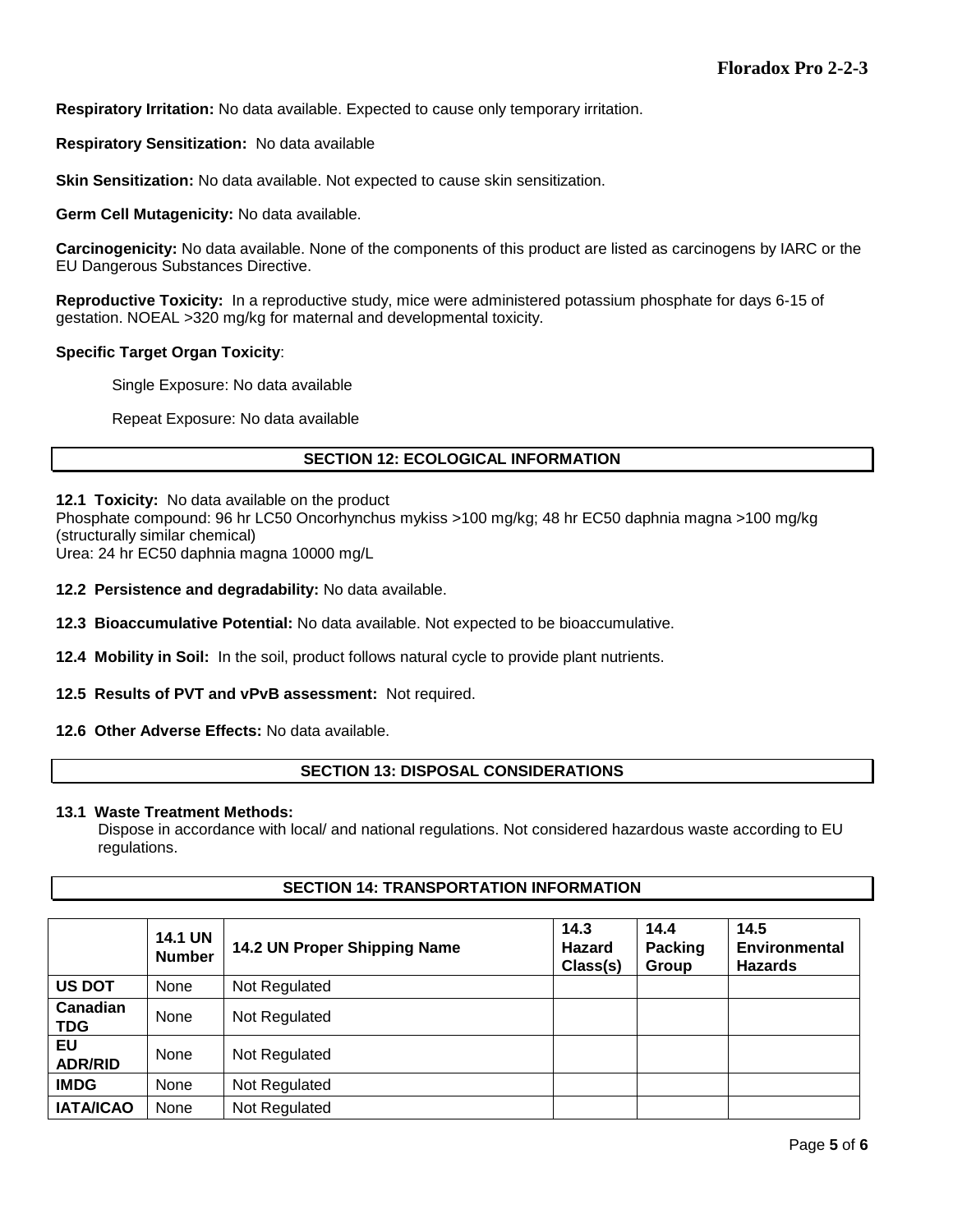**Respiratory Irritation:** No data available. Expected to cause only temporary irritation.

**Respiratory Sensitization:** No data available

**Skin Sensitization:** No data available. Not expected to cause skin sensitization.

**Germ Cell Mutagenicity:** No data available.

**Carcinogenicity:** No data available. None of the components of this product are listed as carcinogens by IARC or the EU Dangerous Substances Directive.

**Reproductive Toxicity:** In a reproductive study, mice were administered potassium phosphate for days 6-15 of gestation. NOEAL >320 mg/kg for maternal and developmental toxicity.

**Specific Target Organ Toxicity**:

Single Exposure: No data available

Repeat Exposure: No data available

## SECTION 12: ECOLOGICAL INFORMATION

**12.1 Toxicity:** No data available on the product
Phosphate compound: 96 hr LC50 Oncorhynchus mykiss >100 mg/kg; 48 hr EC50 daphnia magna >100 mg/kg (structurally similar chemical)
Urea: 24 hr EC50 daphnia magna 10000 mg/L

**12.2 Persistence and degradability:** No data available.

**12.3 Bioaccumulative Potential:** No data available. Not expected to be bioaccumulative.

**12.4 Mobility in Soil:** In the soil, product follows natural cycle to provide plant nutrients.

**12.5 Results of PVT and vPvB assessment:** Not required.

**12.6 Other Adverse Effects:** No data available.

## SECTION 13: DISPOSAL CONSIDERATIONS

**13.1 Waste Treatment Methods:**
Dispose in accordance with local/ and national regulations. Not considered hazardous waste according to EU regulations.

## SECTION 14: TRANSPORTATION INFORMATION

| | 14.1 UN Number | 14.2 UN Proper Shipping Name | 14.3 Hazard Class(s) | 14.4 Packing Group | 14.5 Environmental Hazards |
|---|---|---|---|---|---|
| **US DOT** | None | Not Regulated | | | |
| **Canadian TDG** | None | Not Regulated | | | |
| **EU ADR/RID** | None | Not Regulated | | | |
| **IMDG** | None | Not Regulated | | | |
| **IATA/ICAO** | None | Not Regulated | | | |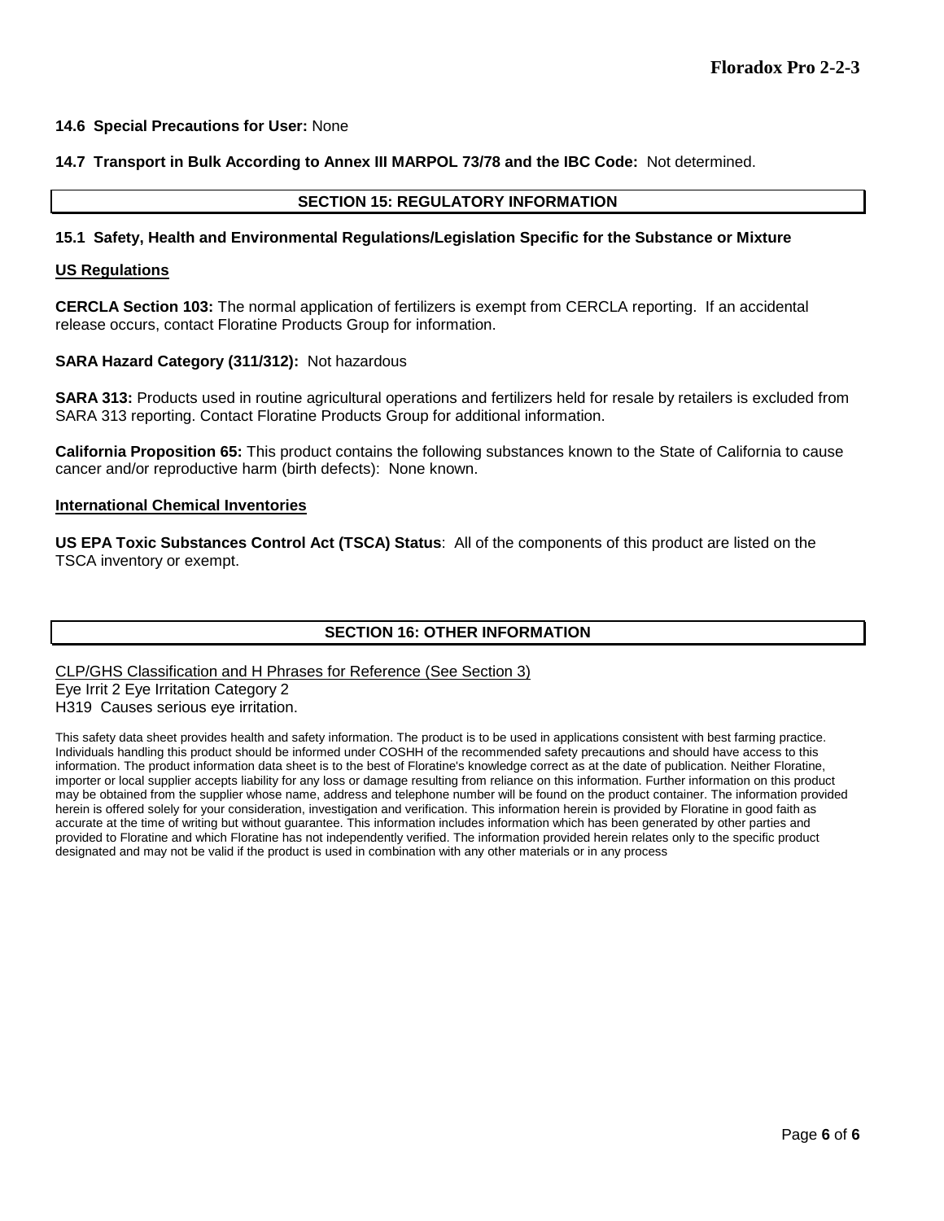**14.6 Special Precautions for User:** None

**14.7 Transport in Bulk According to Annex III MARPOL 73/78 and the IBC Code:** Not determined.

## SECTION 15: REGULATORY INFORMATION

**15.1 Safety, Health and Environmental Regulations/Legislation Specific for the Substance or Mixture**

**US Regulations**

**CERCLA Section 103:** The normal application of fertilizers is exempt from CERCLA reporting. If an accidental release occurs, contact Floratine Products Group for information.

**SARA Hazard Category (311/312):** Not hazardous

**SARA 313:** Products used in routine agricultural operations and fertilizers held for resale by retailers is excluded from SARA 313 reporting. Contact Floratine Products Group for additional information.

**California Proposition 65:** This product contains the following substances known to the State of California to cause cancer and/or reproductive harm (birth defects): None known.

**International Chemical Inventories**

**US EPA Toxic Substances Control Act (TSCA) Status**: All of the components of this product are listed on the TSCA inventory or exempt.

## SECTION 16: OTHER INFORMATION

CLP/GHS Classification and H Phrases for Reference (See Section 3)
Eye Irrit 2 Eye Irritation Category 2
H319 Causes serious eye irritation.

This safety data sheet provides health and safety information. The product is to be used in applications consistent with best farming practice. Individuals handling this product should be informed under COSHH of the recommended safety precautions and should have access to this information. The product information data sheet is to the best of Floratine's knowledge correct as at the date of publication. Neither Floratine, importer or local supplier accepts liability for any loss or damage resulting from reliance on this information. Further information on this product may be obtained from the supplier whose name, address and telephone number will be found on the product container. The information provided herein is offered solely for your consideration, investigation and verification. This information herein is provided by Floratine in good faith as accurate at the time of writing but without guarantee. This information includes information which has been generated by other parties and provided to Floratine and which Floratine has not independently verified. The information provided herein relates only to the specific product designated and may not be valid if the product is used in combination with any other materials or in any process